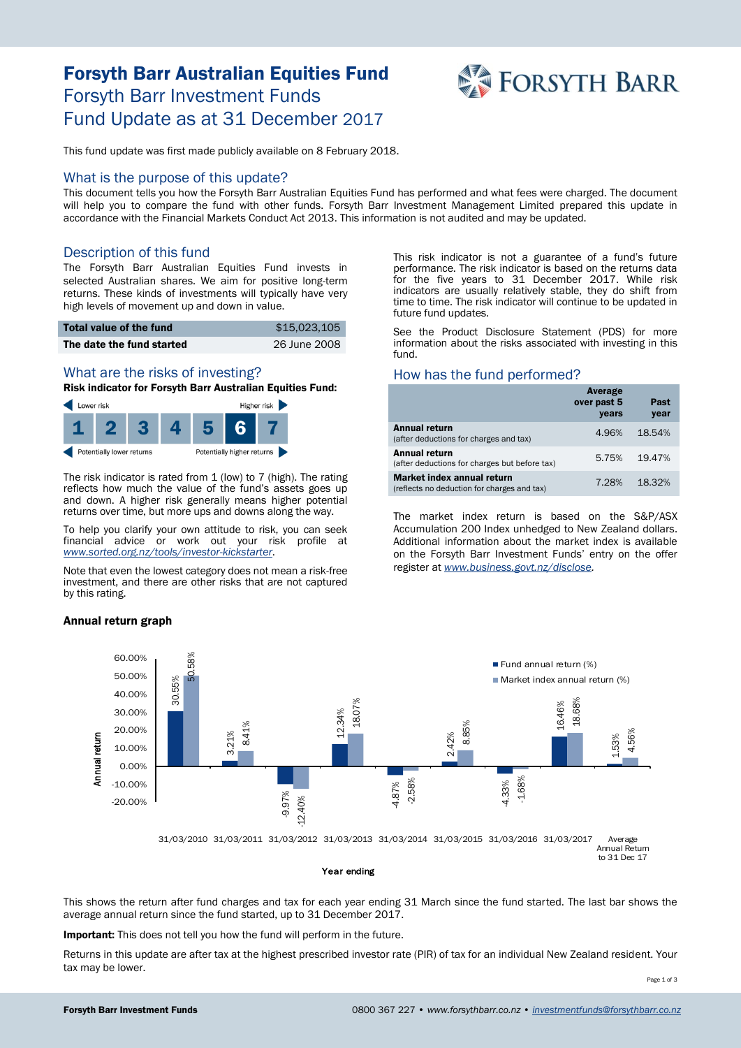# Forsyth Barr Australian Equities Fund

## Forsyth Barr Investment Funds

## Fund Update as at 31 December 2017

This fund update was first made publicly available on 8 February 2018.

## What is the purpose of this update?

This document tells you how the Forsyth Barr Australian Equities Fund has performed and what fees were charged. The document will help you to compare the fund with other funds. Forsyth Barr Investment Management Limited prepared this update in accordance with the Financial Markets Conduct Act 2013. This information is not audited and may be updated.

## Description of this fund

The Forsyth Barr Australian Equities Fund invests in selected Australian shares. We aim for positive long-term returns. These kinds of investments will typically have very high levels of movement up and down in value.

| | |
|---|---|
| **Total value of the fund** | $15,023,105 |
| **The date the fund started** | 26 June 2008 |

## What are the risks of investing?

**Risk indicator for Forsyth Barr Australian Equities Fund:**

Lower risk — Higher risk

| 1 | 2 | 3 | 4 | 5 | **6** | 7 |
|---|---|---|---|---|---|---|

Potentially lower returns — Potentially higher returns

The risk indicator is rated from 1 (low) to 7 (high). The rating reflects how much the value of the fund's assets goes up and down. A higher risk generally means higher potential returns over time, but more ups and downs along the way.

To help you clarify your own attitude to risk, you can seek financial advice or work out your risk profile at *www.sorted.org.nz/tools/investor-kickstarter*.

Note that even the lowest category does not mean a risk-free investment, and there are other risks that are not captured by this rating.

This risk indicator is not a guarantee of a fund's future performance. The risk indicator is based on the returns data for the five years to 31 December 2017. While risk indicators are usually relatively stable, they do shift from time to time. The risk indicator will continue to be updated in future fund updates.

See the Product Disclosure Statement (PDS) for more information about the risks associated with investing in this fund.

## How has the fund performed?

| | Average over past 5 years | Past year |
|---|---|---|
| **Annual return** (after deductions for charges and tax) | 4.96% | 18.54% |
| **Annual return** (after deductions for charges but before tax) | 5.75% | 19.47% |
| **Market index annual return** (reflects no deduction for charges and tax) | 7.28% | 18.32% |

The market index return is based on the S&P/ASX Accumulation 200 Index unhedged to New Zealand dollars. Additional information about the market index is available on the Forsyth Barr Investment Funds' entry on the offer register at *www.business.govt.nz/disclose*.

### Annual return graph

| Year ending | Fund annual return (%) | Market index annual return (%) |
|---|---|---|
| 31/03/2010 | 30.55% | 50.58% |
| 31/03/2011 | 3.21% | 8.41% |
| 31/03/2012 | -9.97% | -12.40% |
| 31/03/2013 | 12.34% | 18.07% |
| 31/03/2014 | -4.87% | -2.58% |
| 31/03/2015 | 2.42% | 8.85% |
| 31/03/2016 | -4.33% | -1.68% |
| 31/03/2017 | 16.46% | 18.68% |
| Average Annual Return to 31 Dec 17 | 1.53% | 4.56% |

This shows the return after fund charges and tax for each year ending 31 March since the fund started. The last bar shows the average annual return since the fund started, up to 31 December 2017.

**Important:** This does not tell you how the fund will perform in the future.

Returns in this update are after tax at the highest prescribed investor rate (PIR) of tax for an individual New Zealand resident. Your tax may be lower.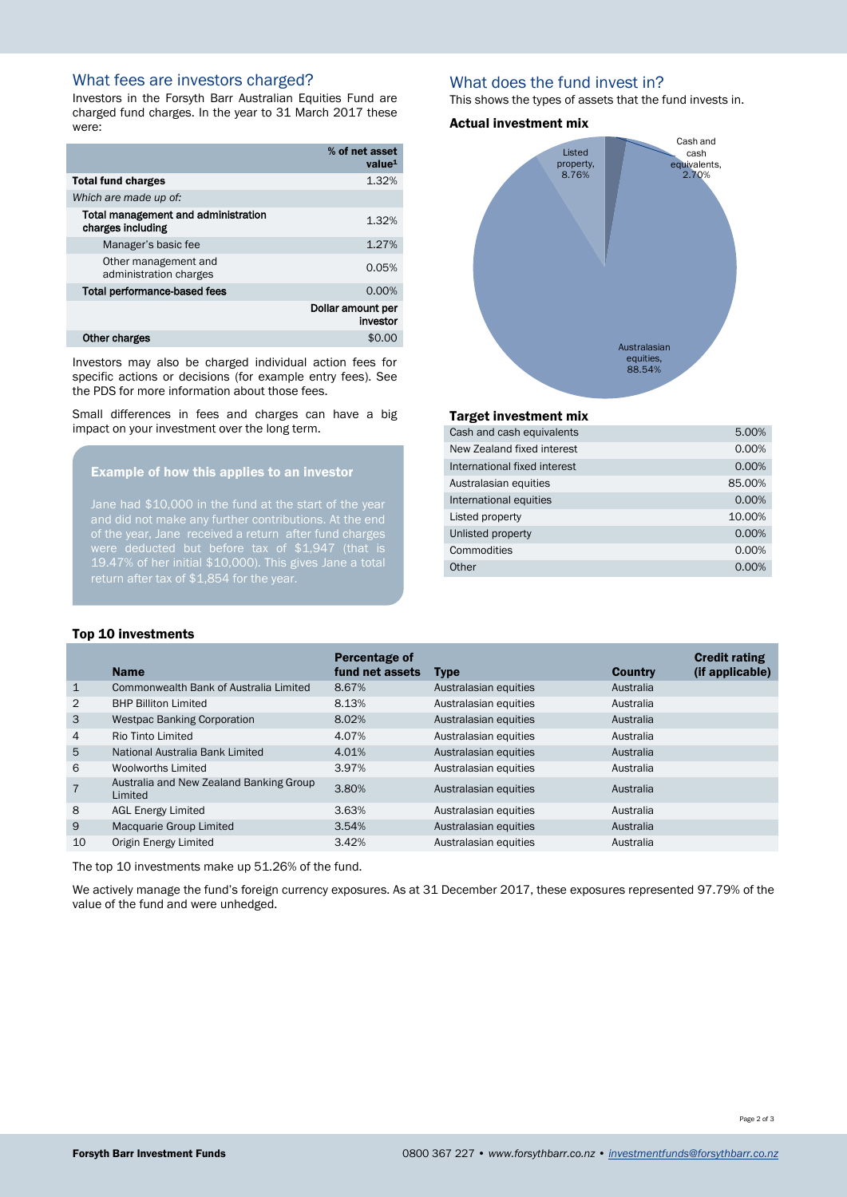## What fees are investors charged?

Investors in the Forsyth Barr Australian Equities Fund are charged fund charges. In the year to 31 March 2017 these were:

| | % of net asset value[1] |
|---|---|
| **Total fund charges** | 1.32% |
| *Which are made up of:* | |
| **Total management and administration charges including** | 1.32% |
| Manager's basic fee | 1.27% |
| Other management and administration charges | 0.05% |
| **Total performance-based fees** | 0.00% |
| | **Dollar amount per investor** |
| **Other charges** | $0.00 |

Investors may also be charged individual action fees for specific actions or decisions (for example entry fees). See the PDS for more information about those fees.

Small differences in fees and charges can have a big impact on your investment over the long term.

### Example of how this applies to an investor

Jane had $10,000 in the fund at the start of the year and did not make any further contributions. At the end of the year, Jane received a return after fund charges were deducted but before tax of $1,947 (that is 19.47% of her initial $10,000). This gives Jane a total return after tax of $1,854 for the year.

## What does the fund invest in?

This shows the types of assets that the fund invests in.

### Actual investment mix

- Cash and cash equivalents, 2.70%
- Listed property, 8.76%
- Australasian equities, 88.54%

### Target investment mix

| Asset type | Target |
|---|---|
| Cash and cash equivalents | 5.00% |
| New Zealand fixed interest | 0.00% |
| International fixed interest | 0.00% |
| Australasian equities | 85.00% |
| International equities | 0.00% |
| Listed property | 10.00% |
| Unlisted property | 0.00% |
| Commodities | 0.00% |
| Other | 0.00% |

### Top 10 investments

| | Name | Percentage of fund net assets | Type | Country | Credit rating (if applicable) |
|---|---|---|---|---|---|
| 1 | Commonwealth Bank of Australia Limited | 8.67% | Australasian equities | Australia | |
| 2 | BHP Billiton Limited | 8.13% | Australasian equities | Australia | |
| 3 | Westpac Banking Corporation | 8.02% | Australasian equities | Australia | |
| 4 | Rio Tinto Limited | 4.07% | Australasian equities | Australia | |
| 5 | National Australia Bank Limited | 4.01% | Australasian equities | Australia | |
| 6 | Woolworths Limited | 3.97% | Australasian equities | Australia | |
| 7 | Australia and New Zealand Banking Group Limited | 3.80% | Australasian equities | Australia | |
| 8 | AGL Energy Limited | 3.63% | Australasian equities | Australia | |
| 9 | Macquarie Group Limited | 3.54% | Australasian equities | Australia | |
| 10 | Origin Energy Limited | 3.42% | Australasian equities | Australia | |

The top 10 investments make up 51.26% of the fund.

We actively manage the fund's foreign currency exposures. As at 31 December 2017, these exposures represented 97.79% of the value of the fund and were unhedged.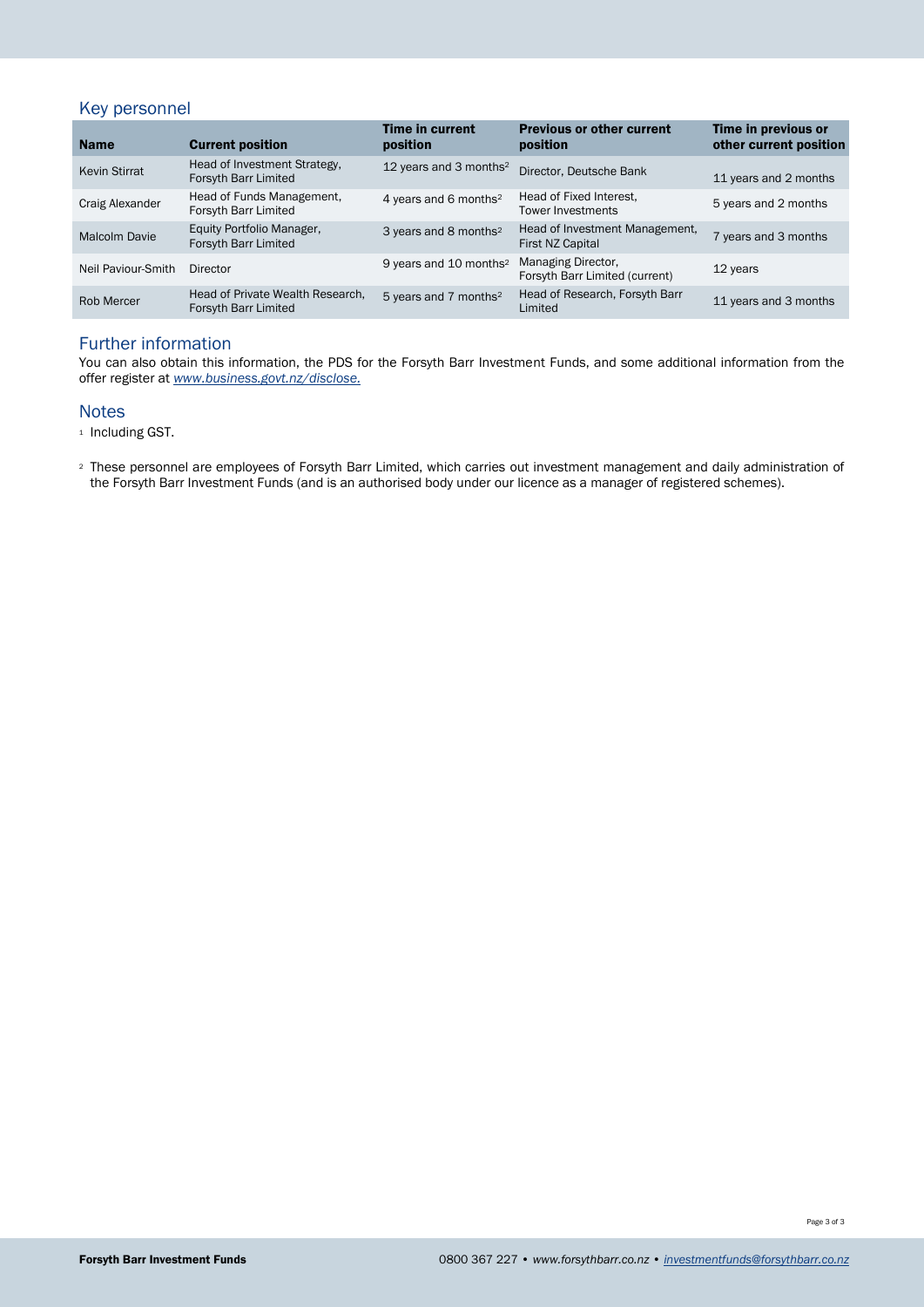## Key personnel

| Name | Current position | Time in current position | Previous or other current position | Time in previous or other current position |
|---|---|---|---|---|
| Kevin Stirrat | Head of Investment Strategy, Forsyth Barr Limited | 12 years and 3 months[2] | Director, Deutsche Bank | 11 years and 2 months |
| Craig Alexander | Head of Funds Management, Forsyth Barr Limited | 4 years and 6 months[2] | Head of Fixed Interest, Tower Investments | 5 years and 2 months |
| Malcolm Davie | Equity Portfolio Manager, Forsyth Barr Limited | 3 years and 8 months[2] | Head of Investment Management, First NZ Capital | 7 years and 3 months |
| Neil Paviour-Smith | Director | 9 years and 10 months[2] | Managing Director, Forsyth Barr Limited (current) | 12 years |
| Rob Mercer | Head of Private Wealth Research, Forsyth Barr Limited | 5 years and 7 months[2] | Head of Research, Forsyth Barr Limited | 11 years and 3 months |

## Further information

You can also obtain this information, the PDS for the Forsyth Barr Investment Funds, and some additional information from the offer register at *www.business.govt.nz/disclose.*

## Notes

[1] Including GST.

[2] These personnel are employees of Forsyth Barr Limited, which carries out investment management and daily administration of the Forsyth Barr Investment Funds (and is an authorised body under our licence as a manager of registered schemes).

**Forsyth Barr Investment Funds** 0800 367 227 • *www.forsythbarr.co.nz* • *investmentfunds@forsythbarr.co.nz*